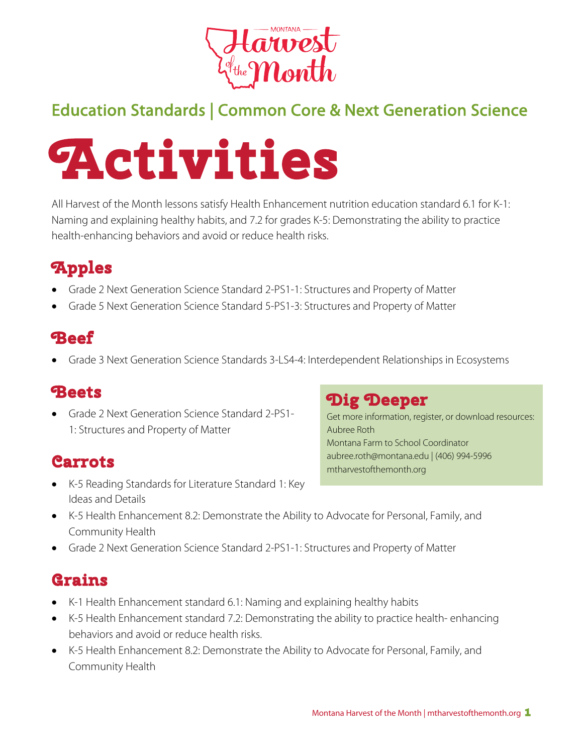Montana Harvest of the Month

## Education Standards | Common Core & Next Generation Science

# Activities

All Harvest of the Month lessons satisfy Health Enhancement nutrition education standard 6.1 for K-1: Naming and explaining healthy habits, and 7.2 for grades K-5: Demonstrating the ability to practice health-enhancing behaviors and avoid or reduce health risks.

## Apples

- Grade 2 Next Generation Science Standard 2-PS1-1: Structures and Property of Matter
- Grade 5 Next Generation Science Standard 5-PS1-3: Structures and Property of Matter

## Beef

- Grade 3 Next Generation Science Standards 3-LS4-4: Interdependent Relationships in Ecosystems

## Beets

- Grade 2 Next Generation Science Standard 2-PS1-1: Structures and Property of Matter

## Carrots

- K-5 Reading Standards for Literature Standard 1: Key Ideas and Details
- K-5 Health Enhancement 8.2: Demonstrate the Ability to Advocate for Personal, Family, and Community Health
- Grade 2 Next Generation Science Standard 2-PS1-1: Structures and Property of Matter

## Grains

- K-1 Health Enhancement standard 6.1: Naming and explaining healthy habits
- K-5 Health Enhancement standard 7.2: Demonstrating the ability to practice health- enhancing behaviors and avoid or reduce health risks.
- K-5 Health Enhancement 8.2: Demonstrate the Ability to Advocate for Personal, Family, and Community Health

## Dig Deeper

Get more information, register, or download resources:
Aubree Roth
Montana Farm to School Coordinator
aubree.roth@montana.edu | (406) 994-5996
mtharvestofthemonth.org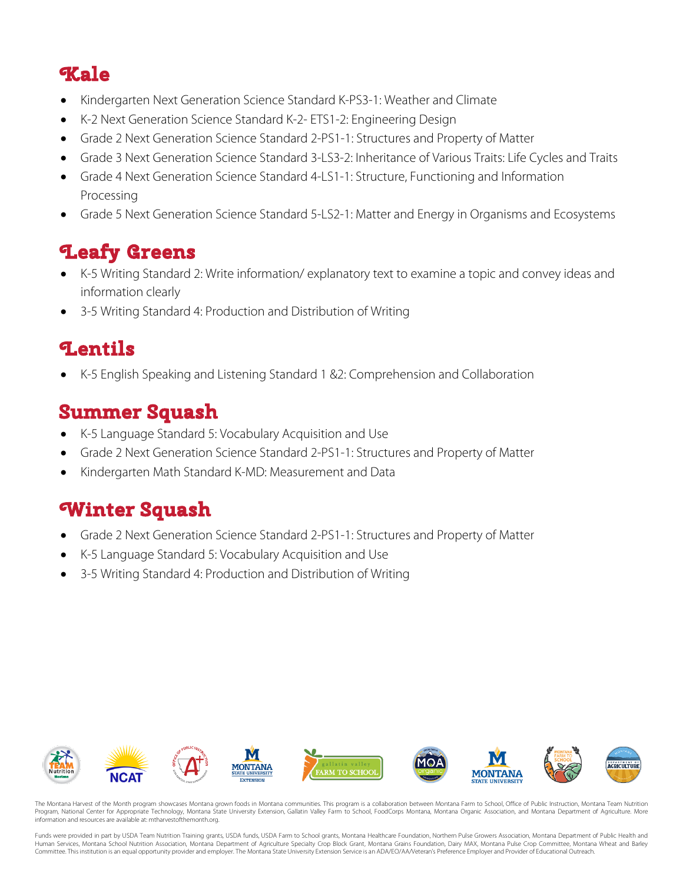## Kale

- Kindergarten Next Generation Science Standard K-PS3-1: Weather and Climate
- K-2 Next Generation Science Standard K-2- ETS1-2: Engineering Design
- Grade 2 Next Generation Science Standard 2-PS1-1: Structures and Property of Matter
- Grade 3 Next Generation Science Standard 3-LS3-2: Inheritance of Various Traits: Life Cycles and Traits
- Grade 4 Next Generation Science Standard 4-LS1-1: Structure, Functioning and Information Processing
- Grade 5 Next Generation Science Standard 5-LS2-1: Matter and Energy in Organisms and Ecosystems

## Leafy Greens

- K-5 Writing Standard 2: Write information/ explanatory text to examine a topic and convey ideas and information clearly
- 3-5 Writing Standard 4: Production and Distribution of Writing

## Lentils

- K-5 English Speaking and Listening Standard 1 &2: Comprehension and Collaboration

## Summer Squash

- K-5 Language Standard 5: Vocabulary Acquisition and Use
- Grade 2 Next Generation Science Standard 2-PS1-1: Structures and Property of Matter
- Kindergarten Math Standard K-MD: Measurement and Data

## Winter Squash

- Grade 2 Next Generation Science Standard 2-PS1-1: Structures and Property of Matter
- K-5 Language Standard 5: Vocabulary Acquisition and Use
- 3-5 Writing Standard 4: Production and Distribution of Writing

The Montana Harvest of the Month program showcases Montana grown foods in Montana communities. This program is a collaboration between Montana Farm to School, Office of Public Instruction, Montana Team Nutrition Program, National Center for Appropriate Technology, Montana State University Extension, Gallatin Valley Farm to School, FoodCorps Montana, Montana Organic Association, and Montana Department of Agriculture. More information and resources are available at: mtharvestofthemonth.org.

Funds were provided in part by USDA Team Nutrition Training grants, USDA funds, USDA Farm to School grants, Montana Healthcare Foundation, Northern Pulse Growers Association, Montana Department of Public Health and Human Services, Montana School Nutrition Association, Montana Department of Agriculture Specialty Crop Block Grant, Montana Grains Foundation, Dairy MAX, Montana Pulse Crop Committee, Montana Wheat and Barley Committee. This institution is an equal opportunity provider and employer. The Montana State University Extension Service is an ADA/EO/AA/Veteran's Preference Employer and Provider of Educational Outreach.